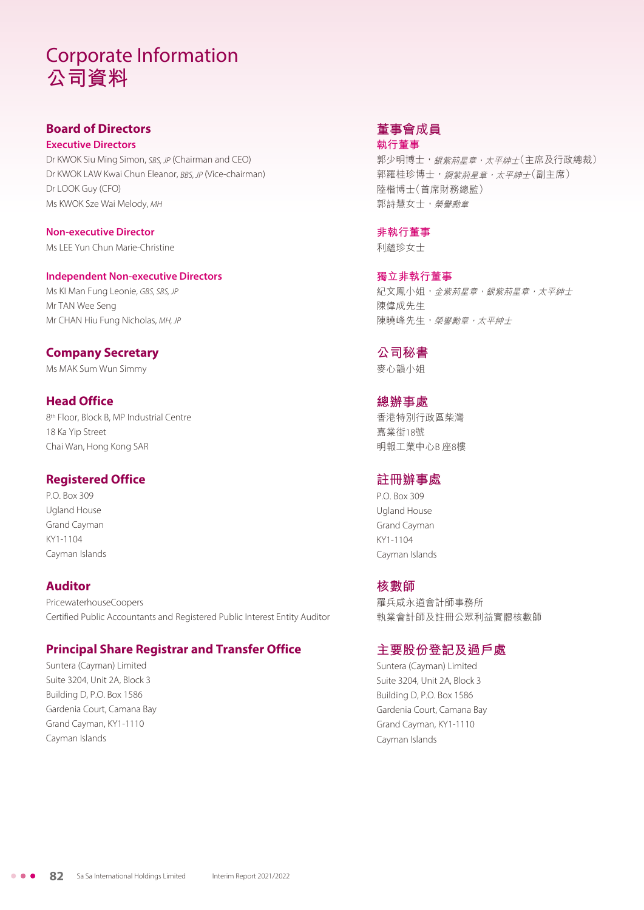# Corporate Information
# 公司資料

## Board of Directors

### Executive Directors

Dr KWOK Siu Ming Simon, *SBS, JP* (Chairman and CEO)
Dr KWOK LAW Kwai Chun Eleanor, *BBS, JP* (Vice-chairman)
Dr LOOK Guy (CFO)
Ms KWOK Sze Wai Melody, *MH*

### Non-executive Director

Ms LEE Yun Chun Marie-Christine

### Independent Non-executive Directors

Ms KI Man Fung Leonie, *GBS, SBS, JP*
Mr TAN Wee Seng
Mr CHAN Hiu Fung Nicholas, *MH, JP*

## Company Secretary

Ms MAK Sum Wun Simmy

## Head Office

8th Floor, Block B, MP Industrial Centre
18 Ka Yip Street
Chai Wan, Hong Kong SAR

## Registered Office

P.O. Box 309
Ugland House
Grand Cayman
KY1-1104
Cayman Islands

## Auditor

PricewaterhouseCoopers
Certified Public Accountants and Registered Public Interest Entity Auditor

## Principal Share Registrar and Transfer Office

Suntera (Cayman) Limited
Suite 3204, Unit 2A, Block 3
Building D, P.O. Box 1586
Gardenia Court, Camana Bay
Grand Cayman, KY1-1110
Cayman Islands

## 董事會成員

### 執行董事

郭少明博士，*銀紫荊星章，太平紳士*（主席及行政總裁）
郭羅桂珍博士，*銅紫荊星章，太平紳士*（副主席）
陸楷博士（首席財務總監）
郭詩慧女士，*榮譽勳章*

### 非執行董事

利蘊珍女士

### 獨立非執行董事

紀文鳳小姐，*金紫荊星章，銀紫荊星章，太平紳士*
陳偉成先生
陳曉峰先生，*榮譽勳章，太平紳士*

## 公司秘書

麥心韻小姐

## 總辦事處

香港特別行政區柴灣
嘉業街18號
明報工業中心B座8樓

## 註冊辦事處

P.O. Box 309
Ugland House
Grand Cayman
KY1-1104
Cayman Islands

## 核數師

羅兵咸永道會計師事務所
執業會計師及註冊公眾利益實體核數師

## 主要股份登記及過戶處

Suntera (Cayman) Limited
Suite 3204, Unit 2A, Block 3
Building D, P.O. Box 1586
Gardenia Court, Camana Bay
Grand Cayman, KY1-1110
Cayman Islands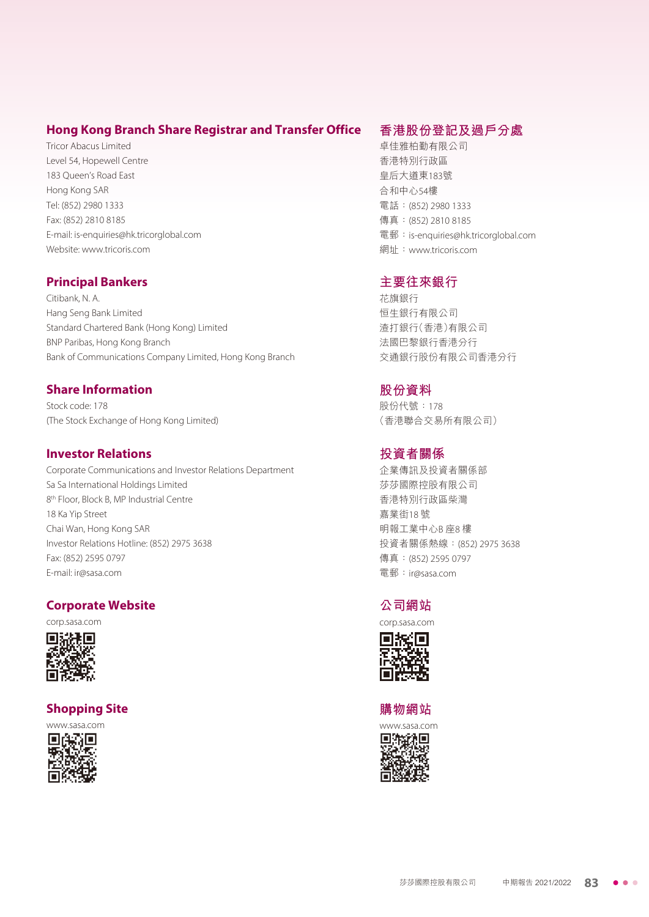## Hong Kong Branch Share Registrar and Transfer Office

Tricor Abacus Limited
Level 54, Hopewell Centre
183 Queen's Road East
Hong Kong SAR
Tel: (852) 2980 1333
Fax: (852) 2810 8185
E-mail: is-enquiries@hk.tricorglobal.com
Website: www.tricoris.com

## Principal Bankers

Citibank, N. A.
Hang Seng Bank Limited
Standard Chartered Bank (Hong Kong) Limited
BNP Paribas, Hong Kong Branch
Bank of Communications Company Limited, Hong Kong Branch

## Share Information

Stock code: 178
(The Stock Exchange of Hong Kong Limited)

## Investor Relations

Corporate Communications and Investor Relations Department
Sa Sa International Holdings Limited
8th Floor, Block B, MP Industrial Centre
18 Ka Yip Street
Chai Wan, Hong Kong SAR
Investor Relations Hotline: (852) 2975 3638
Fax: (852) 2595 0797
E-mail: ir@sasa.com

## Corporate Website

corp.sasa.com

## Shopping Site

www.sasa.com

## 香港股份登記及過戶分處

卓佳雅柏勤有限公司
香港特別行政區
皇后大道東183號
合和中心54樓
電話：(852) 2980 1333
傳真：(852) 2810 8185
電郵：is-enquiries@hk.tricorglobal.com
網址：www.tricoris.com

## 主要往來銀行

花旗銀行
恒生銀行有限公司
渣打銀行（香港）有限公司
法國巴黎銀行香港分行
交通銀行股份有限公司香港分行

## 股份資料

股份代號：178
（香港聯合交易所有限公司）

## 投資者關係

企業傳訊及投資者關係部
莎莎國際控股有限公司
香港特別行政區柴灣
嘉業街18 號
明報工業中心B 座8 樓
投資者關係熱線：(852) 2975 3638
傳真：(852) 2595 0797
電郵：ir@sasa.com

## 公司網站

corp.sasa.com

## 購物網站

www.sasa.com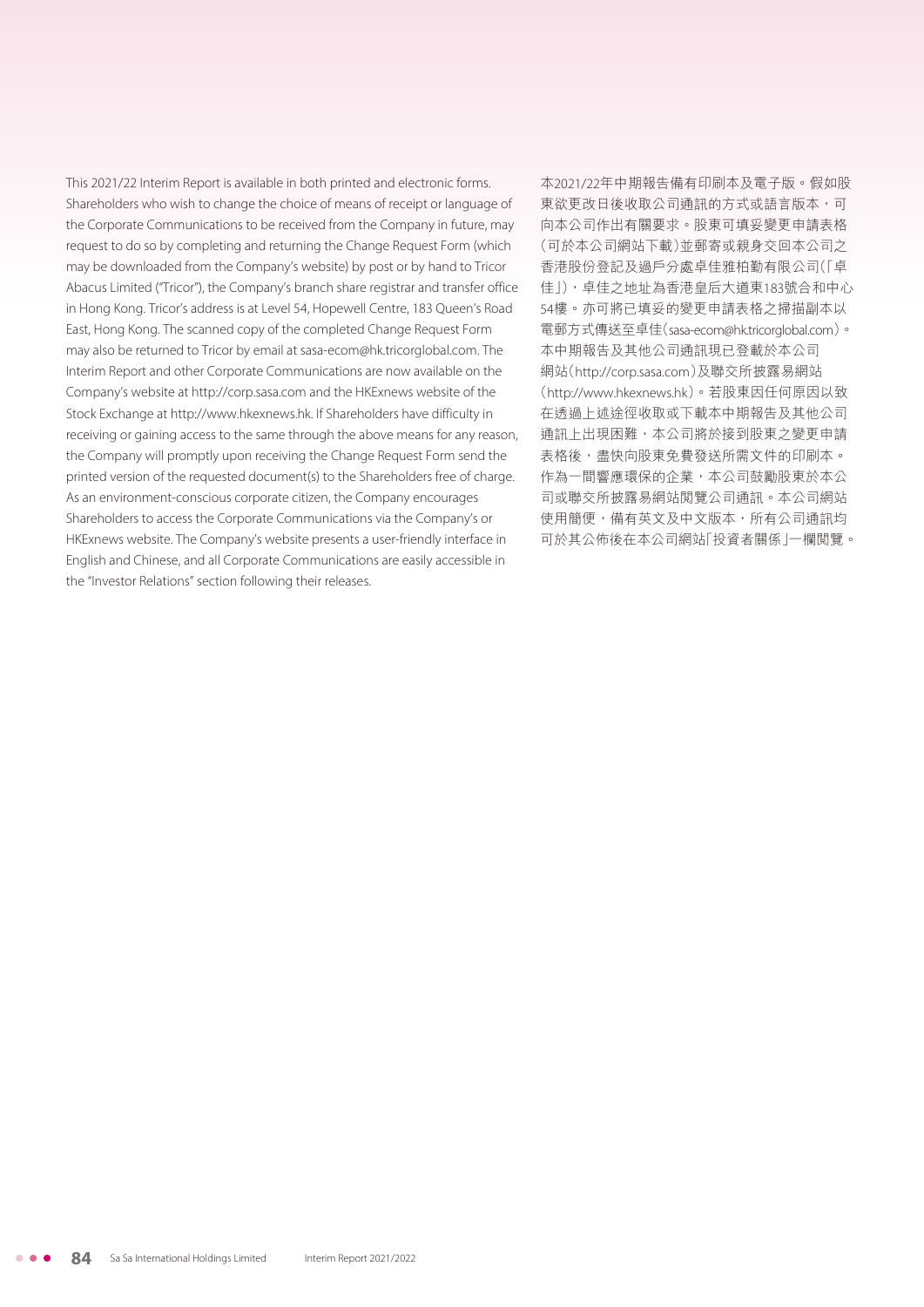This 2021/22 Interim Report is available in both printed and electronic forms. Shareholders who wish to change the choice of means of receipt or language of the Corporate Communications to be received from the Company in future, may request to do so by completing and returning the Change Request Form (which may be downloaded from the Company's website) by post or by hand to Tricor Abacus Limited ("Tricor"), the Company's branch share registrar and transfer office in Hong Kong. Tricor's address is at Level 54, Hopewell Centre, 183 Queen's Road East, Hong Kong. The scanned copy of the completed Change Request Form may also be returned to Tricor by email at sasa-ecom@hk.tricorglobal.com. The Interim Report and other Corporate Communications are now available on the Company's website at http://corp.sasa.com and the HKExnews website of the Stock Exchange at http://www.hkexnews.hk. If Shareholders have difficulty in receiving or gaining access to the same through the above means for any reason, the Company will promptly upon receiving the Change Request Form send the printed version of the requested document(s) to the Shareholders free of charge. As an environment-conscious corporate citizen, the Company encourages Shareholders to access the Corporate Communications via the Company's or HKExnews website. The Company's website presents a user-friendly interface in English and Chinese, and all Corporate Communications are easily accessible in the "Investor Relations" section following their releases.

本2021/22年中期報告備有印刷本及電子版。假如股東欲更改日後收取公司通訊的方式或語言版本，可向本公司作出有關要求。股東可填妥變更申請表格（可於本公司網站下載）並郵寄或親身交回本公司之香港股份登記及過戶分處卓佳雅柏勤有限公司（「卓佳」），卓佳之地址為香港皇后大道東183號合和中心54樓。亦可將已填妥的變更申請表格之掃描副本以電郵方式傳送至卓佳（sasa-ecom@hk.tricorglobal.com）。本中期報告及其他公司通訊現已登載於本公司網站（http://corp.sasa.com）及聯交所披露易網站（http://www.hkexnews.hk）。若股東因任何原因以致在透過上述途徑收取或下載本中期報告及其他公司通訊上出現困難，本公司將於接到股東之變更申請表格後，盡快向股東免費發送所需文件的印刷本。作為一間響應環保的企業，本公司鼓勵股東於本公司或聯交所披露易網站閱覽公司通訊。本公司網站使用簡便，備有英文及中文版本，所有公司通訊均可於其公佈後在本公司網站「投資者關係」一欄閱覽。